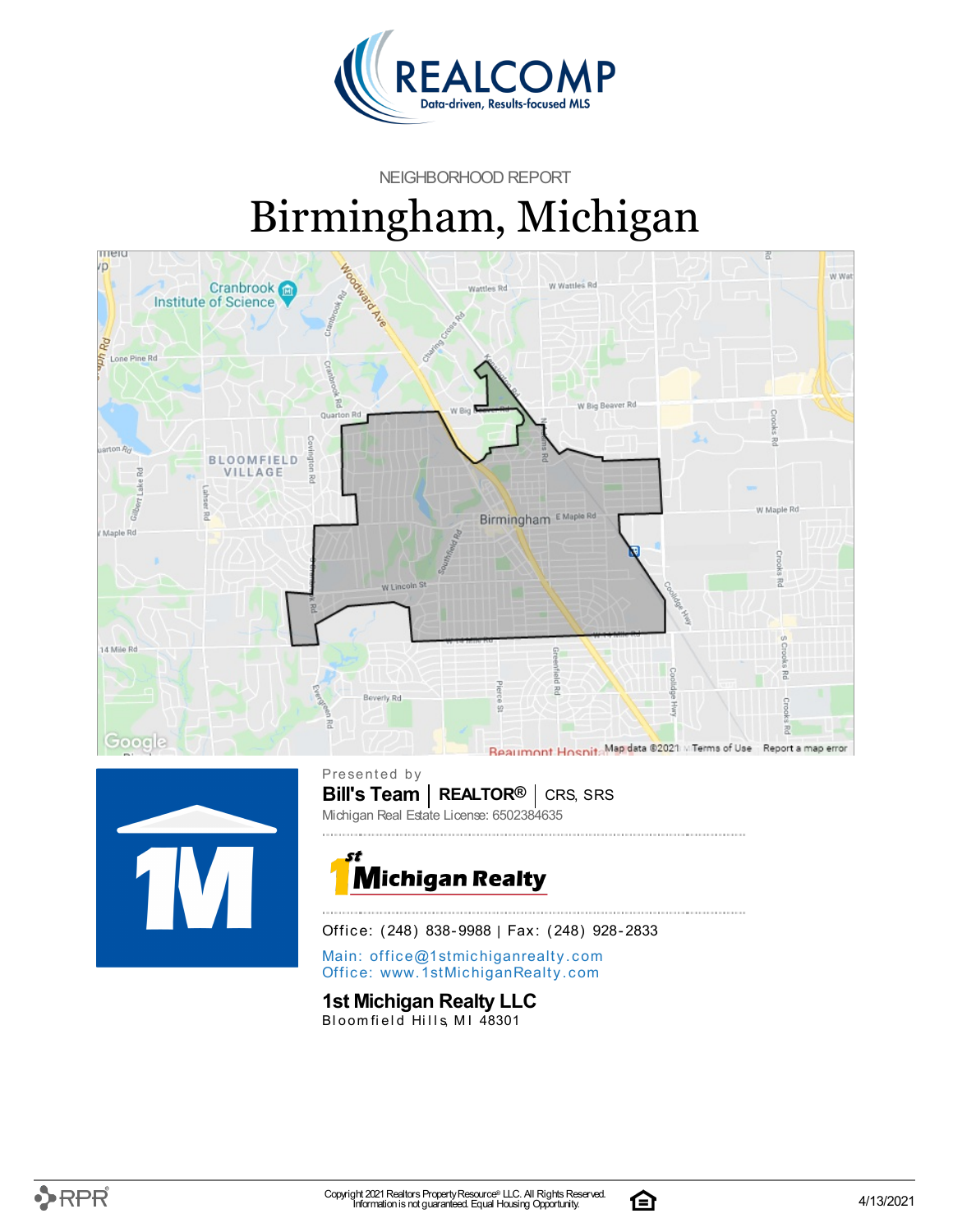REALCOMP

Data-driven, Results-focused MLS

NEIGHBORHOOD REPORT

# Birmingham, Michigan

Presented by

**Bill's Team | REALTOR® | CRS, SRS**

Michigan Real Estate License: 6502384635

1st Michigan Realty

Office: (248) 838-9988 | Fax: (248) 928-2833

Main: office@1stmichiganrealty.com
Office: www.1stMichiganRealty.com

**1st Michigan Realty LLC**

Bloomfield Hills, MI 48301

Copyright 2021 Realtors Property Resource® LLC. All Rights Reserved.
Information is not guaranteed. Equal Housing Opportunity.

4/13/2021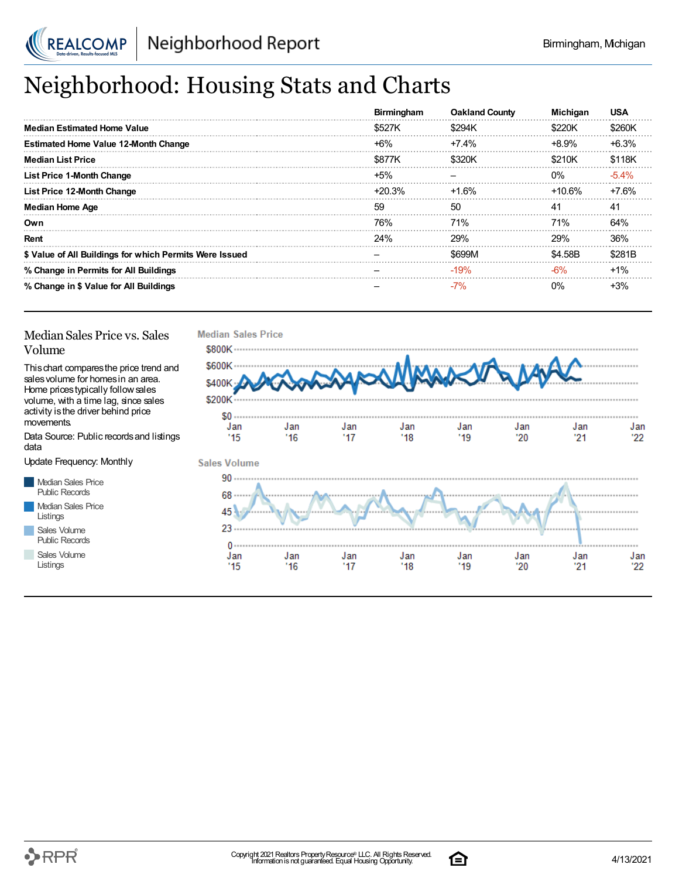# Neighborhood: Housing Stats and Charts

| | Birmingham | Oakland County | Michigan | USA |
|---|---|---|---|---|
| **Median Estimated Home Value** | $527K | $294K | $220K | $260K |
| **Estimated Home Value 12-Month Change** | +6% | +7.4% | +8.9% | +6.3% |
| **Median List Price** | $877K | $320K | $210K | $118K |
| **List Price 1-Month Change** | +5% | – | 0% | -5.4% |
| **List Price 12-Month Change** | +20.3% | +1.6% | +10.6% | +7.6% |
| **Median Home Age** | 59 | 50 | 41 | 41 |
| **Own** | 76% | 71% | 71% | 64% |
| **Rent** | 24% | 29% | 29% | 36% |
| **$ Value of All Buildings for which Permits Were Issued** | – | $699M | $4.58B | $281B |
| **% Change in Permits for All Buildings** | – | -19% | -6% | +1% |
| **% Change in $ Value for All Buildings** | – | -7% | 0% | +3% |

## Median Sales Price vs. Sales Volume

This chart compares the price trend and sales volume for homes in an area. Home prices typically follow sales volume, with a time lag, since sales activity is the driver behind price movements.

Data Source: Public records and listings data

Update Frequency: Monthly

- Median Sales Price Public Records
- Median Sales Price Listings
- Sales Volume Public Records
- Sales Volume Listings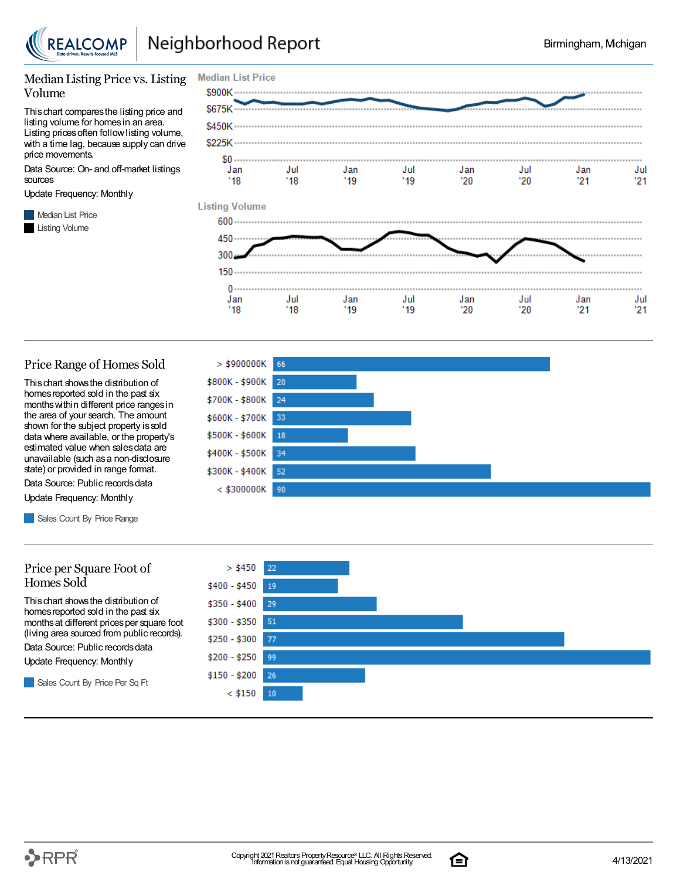# Neighborhood Report

Birmingham, Michigan

## Median Listing Price vs. Listing Volume

This chart compares the listing price and listing volume for homes in an area. Listing prices often follow listing volume, with a time lag, because supply can drive price movements.

Data Source: On- and off-market listings sources

Update Frequency: Monthly

- Median List Price
- Listing Volume

**Median List Price**

**Listing Volume**

## Price Range of Homes Sold

This chart shows the distribution of homes reported sold in the past six months within different price ranges in the area of your search. The amount shown for the subject property is sold data where available, or the property's estimated value when sales data are unavailable (such as a non-disclosure state) or provided in range format.

Data Source: Public records data

Update Frequency: Monthly

- Sales Count By Price Range

| Price Range | Sales Count |
|---|---|
| > $900000K | 66 |
| $800K - $900K | 20 |
| $700K - $800K | 24 |
| $600K - $700K | 33 |
| $500K - $600K | 18 |
| $400K - $500K | 34 |
| $300K - $400K | 52 |
| < $300000K | 90 |

## Price per Square Foot of Homes Sold

This chart shows the distribution of homes reported sold in the past six months at different prices per square foot (living area sourced from public records).

Data Source: Public records data

Update Frequency: Monthly

- Sales Count By Price Per Sq Ft

| Price per Sq Ft | Sales Count |
|---|---|
| > $450 | 22 |
| $400 - $450 | 19 |
| $350 - $400 | 29 |
| $300 - $350 | 51 |
| $250 - $300 | 77 |
| $200 - $250 | 99 |
| $150 - $200 | 26 |
| < $150 | 10 |

Copyright 2021 Realtors Property Resource® LLC. All Rights Reserved. Information is not guaranteed. Equal Housing Opportunity.

4/13/2021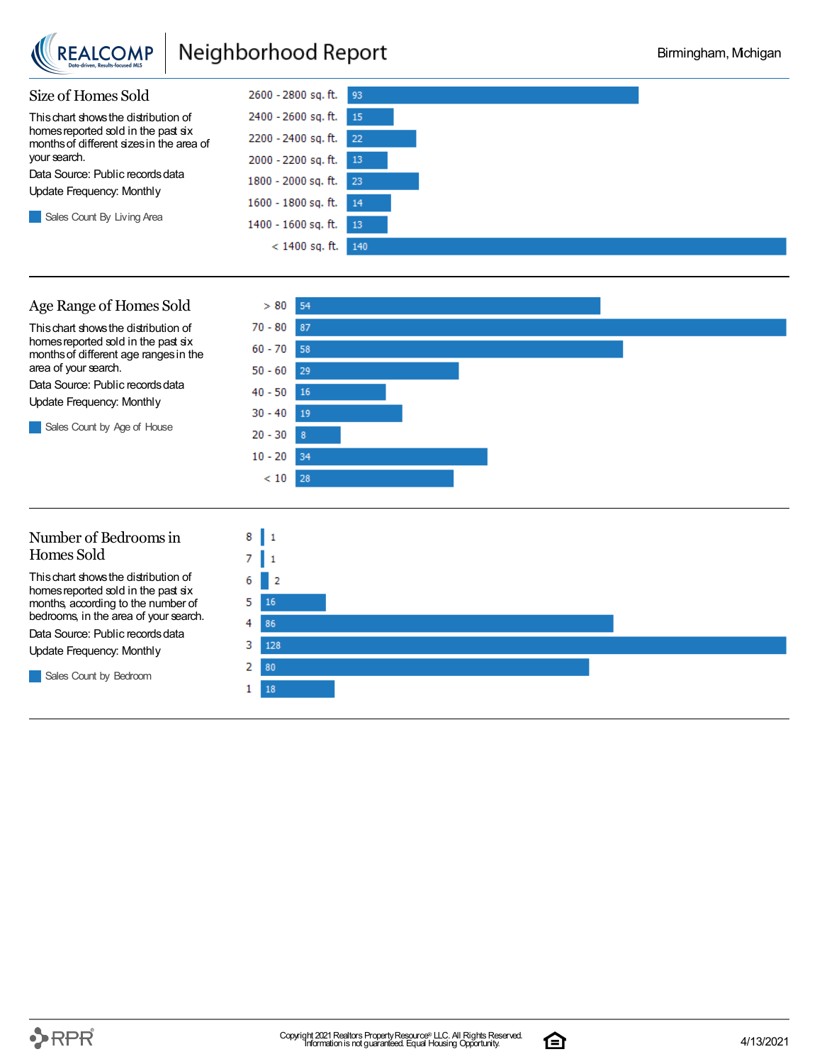## Size of Homes Sold

This chart shows the distribution of homes reported sold in the past six months of different sizes in the area of your search.

Data Source: Public records data

Update Frequency: Monthly

Sales Count By Living Area

| Living Area | Sales Count |
|---|---|
| 2600 - 2800 sq. ft. | 93 |
| 2400 - 2600 sq. ft. | 15 |
| 2200 - 2400 sq. ft. | 22 |
| 2000 - 2200 sq. ft. | 13 |
| 1800 - 2000 sq. ft. | 23 |
| 1600 - 1800 sq. ft. | 14 |
| 1400 - 1600 sq. ft. | 13 |
| < 1400 sq. ft. | 140 |

## Age Range of Homes Sold

This chart shows the distribution of homes reported sold in the past six months of different age ranges in the area of your search.

Data Source: Public records data

Update Frequency: Monthly

Sales Count by Age of House

| Age | Sales Count |
|---|---|
| > 80 | 54 |
| 70 - 80 | 87 |
| 60 - 70 | 58 |
| 50 - 60 | 29 |
| 40 - 50 | 16 |
| 30 - 40 | 19 |
| 20 - 30 | 8 |
| 10 - 20 | 34 |
| < 10 | 28 |

## Number of Bedrooms in Homes Sold

This chart shows the distribution of homes reported sold in the past six months, according to the number of bedrooms, in the area of your search.

Data Source: Public records data

Update Frequency: Monthly

Sales Count by Bedroom

| Bedrooms | Sales Count |
|---|---|
| 8 | 1 |
| 7 | 1 |
| 6 | 2 |
| 5 | 16 |
| 4 | 86 |
| 3 | 128 |
| 2 | 80 |
| 1 | 18 |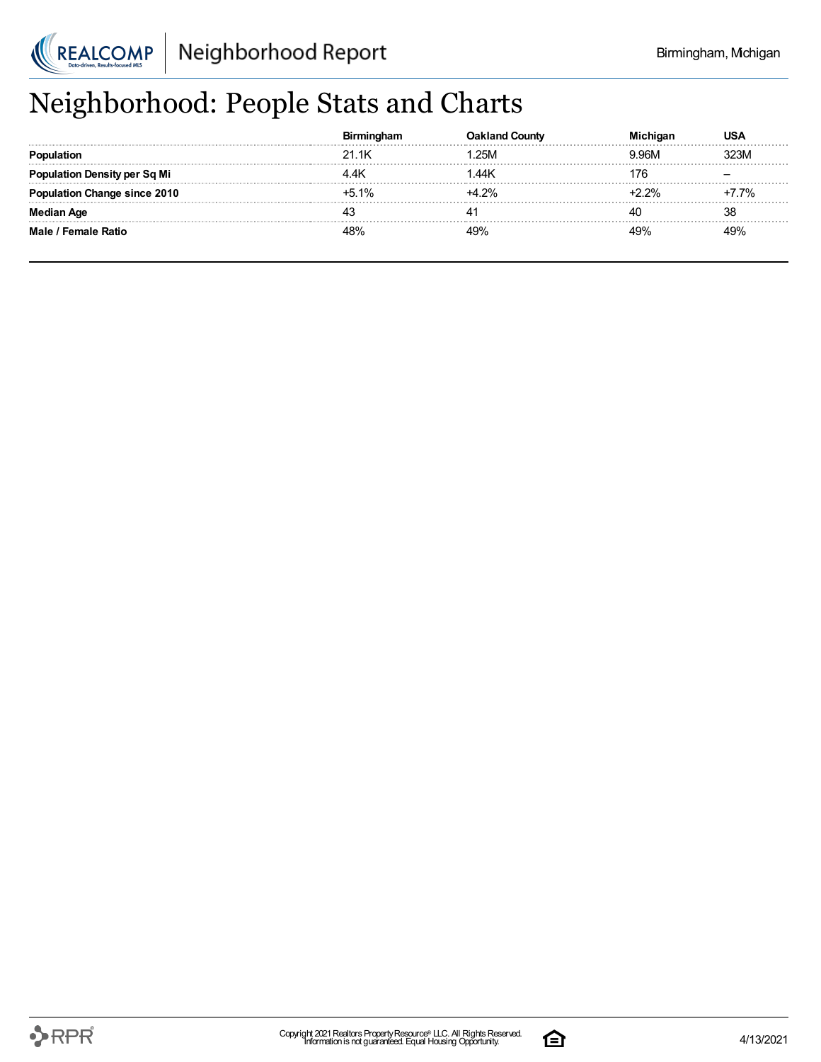# Neighborhood: People Stats and Charts

| | Birmingham | Oakland County | Michigan | USA |
|---|---|---|---|---|
| **Population** | 21.1K | 1.25M | 9.96M | 323M |
| **Population Density per Sq Mi** | 4.4K | 1.44K | 176 | – |
| **Population Change since 2010** | +5.1% | +4.2% | +2.2% | +7.7% |
| **Median Age** | 43 | 41 | 40 | 38 |
| **Male / Female Ratio** | 48% | 49% | 49% | 49% |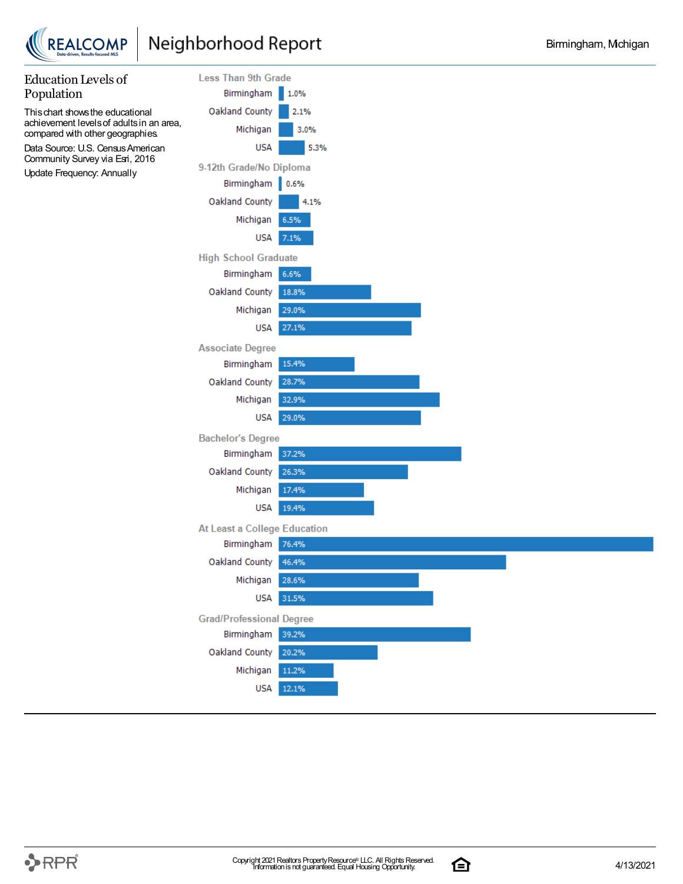## Education Levels of Population

This chart shows the educational achievement levels of adults in an area, compared with other geographies.

Data Source: U.S. Census American Community Survey via Esri, 2016

Update Frequency: Annually

### Less Than 9th Grade

| Geography | Percent |
|---|---|
| Birmingham | 1.0% |
| Oakland County | 2.1% |
| Michigan | 3.0% |
| USA | 5.3% |

### 9-12th Grade/No Diploma

| Geography | Percent |
|---|---|
| Birmingham | 0.6% |
| Oakland County | 4.1% |
| Michigan | 6.5% |
| USA | 7.1% |

### High School Graduate

| Geography | Percent |
|---|---|
| Birmingham | 6.6% |
| Oakland County | 18.8% |
| Michigan | 29.0% |
| USA | 27.1% |

### Associate Degree

| Geography | Percent |
|---|---|
| Birmingham | 15.4% |
| Oakland County | 28.7% |
| Michigan | 32.9% |
| USA | 29.0% |

### Bachelor's Degree

| Geography | Percent |
|---|---|
| Birmingham | 37.2% |
| Oakland County | 26.3% |
| Michigan | 17.4% |
| USA | 19.4% |

### At Least a College Education

| Geography | Percent |
|---|---|
| Birmingham | 76.4% |
| Oakland County | 46.4% |
| Michigan | 28.6% |
| USA | 31.5% |

### Grad/Professional Degree

| Geography | Percent |
|---|---|
| Birmingham | 39.2% |
| Oakland County | 20.2% |
| Michigan | 11.2% |
| USA | 12.1% |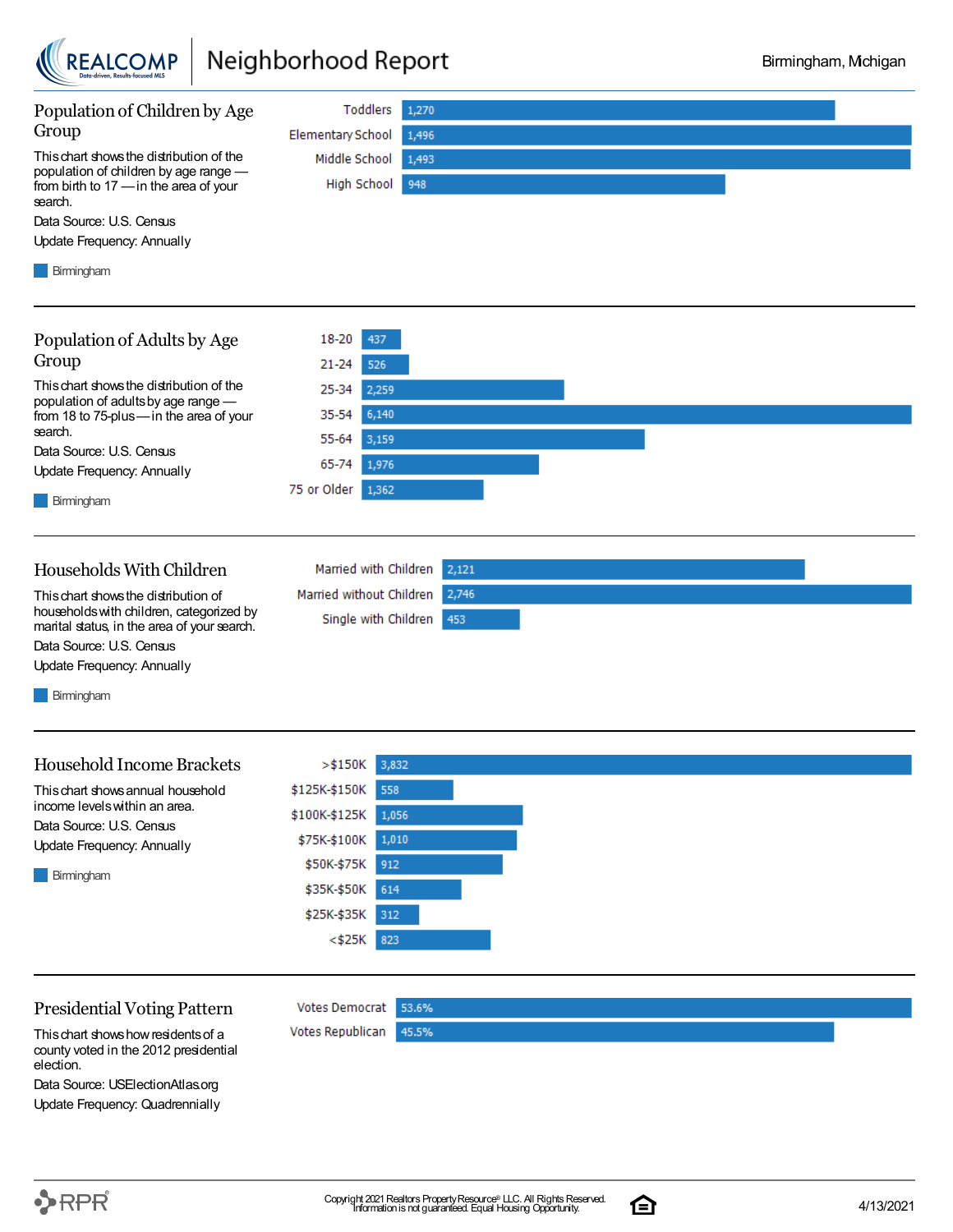# Neighborhood Report

Birmingham, Michigan

## Population of Children by Age Group

This chart shows the distribution of the population of children by age range — from birth to 17 — in the area of your search.

Data Source: U.S. Census

Update Frequency: Annually

Birmingham

| Age Group | Birmingham |
|---|---|
| Toddlers | 1,270 |
| Elementary School | 1,496 |
| Middle School | 1,493 |
| High School | 948 |

## Population of Adults by Age Group

This chart shows the distribution of the population of adults by age range — from 18 to 75-plus — in the area of your search.

Data Source: U.S. Census

Update Frequency: Annually

Birmingham

| Age Group | Birmingham |
|---|---|
| 18-20 | 437 |
| 21-24 | 526 |
| 25-34 | 2,259 |
| 35-54 | 6,140 |
| 55-64 | 3,159 |
| 65-74 | 1,976 |
| 75 or Older | 1,362 |

## Households With Children

This chart shows the distribution of households with children, categorized by marital status, in the area of your search.

Data Source: U.S. Census

Update Frequency: Annually

Birmingham

| Household Type | Birmingham |
|---|---|
| Married with Children | 2,121 |
| Married without Children | 2,746 |
| Single with Children | 453 |

## Household Income Brackets

This chart shows annual household income levels within an area.

Data Source: U.S. Census

Update Frequency: Annually

Birmingham

| Income Bracket | Birmingham |
|---|---|
| >$150K | 3,832 |
| $125K-$150K | 558 |
| $100K-$125K | 1,056 |
| $75K-$100K | 1,010 |
| $50K-$75K | 912 |
| $35K-$50K | 614 |
| $25K-$35K | 312 |
| <$25K | 823 |

## Presidential Voting Pattern

This chart shows how residents of a county voted in the 2012 presidential election.

Data Source: USElectionAtlas.org

Update Frequency: Quadrennially

| Vote | Percentage |
|---|---|
| Votes Democrat | 53.6% |
| Votes Republican | 45.5% |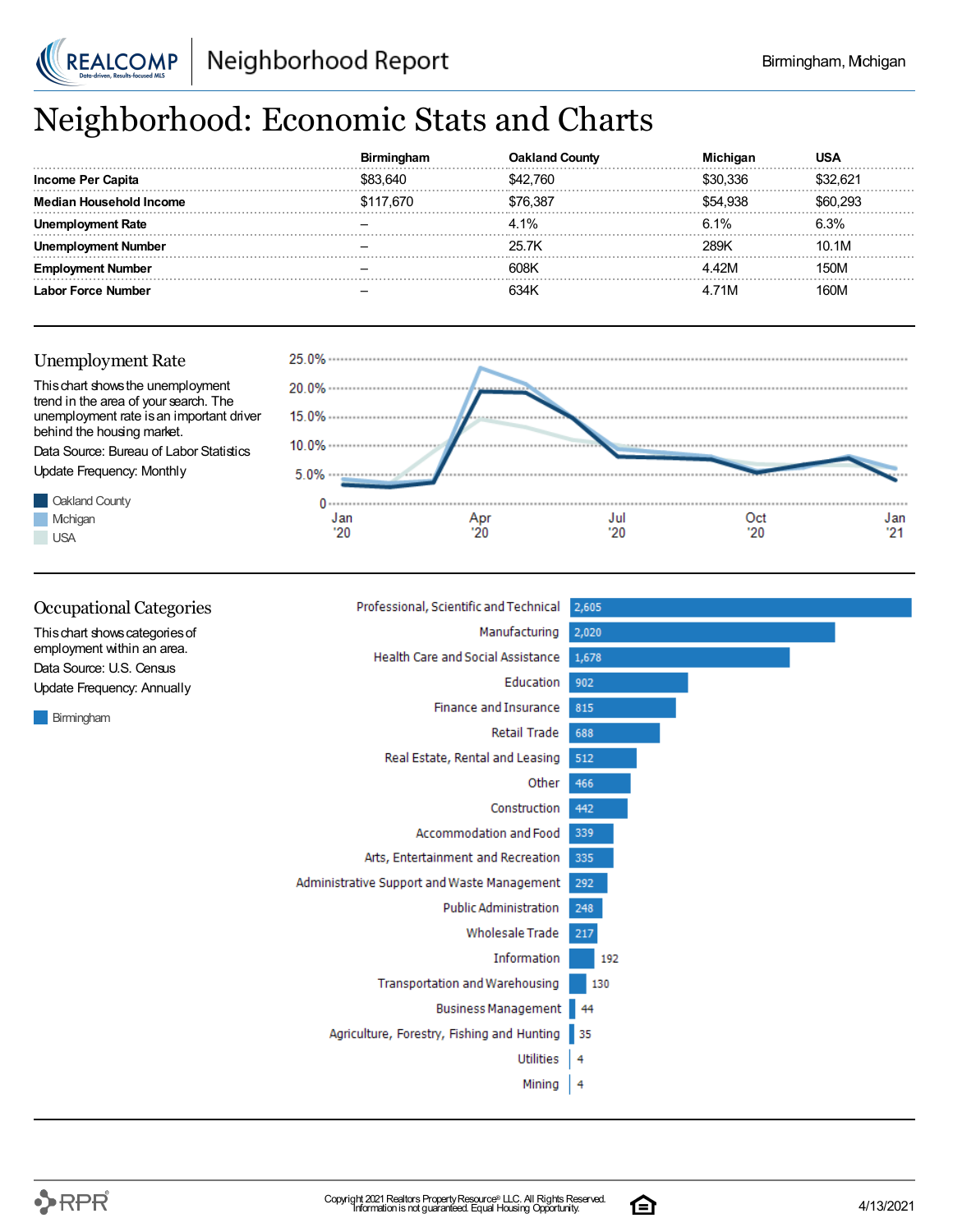# Neighborhood: Economic Stats and Charts

| | Birmingham | Oakland County | Michigan | USA |
|---|---|---|---|---|
| **Income Per Capita** | $83,640 | $42,760 | $30,336 | $32,621 |
| **Median Household Income** | $117,670 | $76,387 | $54,938 | $60,293 |
| **Unemployment Rate** | – | 4.1% | 6.1% | 6.3% |
| **Unemployment Number** | – | 25.7K | 289K | 10.1M |
| **Employment Number** | – | 608K | 4.42M | 150M |
| **Labor Force Number** | – | 634K | 4.71M | 160M |

## Unemployment Rate

This chart shows the unemployment trend in the area of your search. The unemployment rate is an important driver behind the housing market.

Data Source: Bureau of Labor Statistics

Update Frequency: Monthly

Oakland County

Michigan

USA

## Occupational Categories

This chart shows categories of employment within an area.

Data Source: U.S. Census

Update Frequency: Annually

Birmingham

| Category | Birmingham |
|---|---|
| Professional, Scientific and Technical | 2,605 |
| Manufacturing | 2,020 |
| Health Care and Social Assistance | 1,678 |
| Education | 902 |
| Finance and Insurance | 815 |
| Retail Trade | 688 |
| Real Estate, Rental and Leasing | 512 |
| Other | 466 |
| Construction | 442 |
| Accommodation and Food | 339 |
| Arts, Entertainment and Recreation | 335 |
| Administrative Support and Waste Management | 292 |
| Public Administration | 248 |
| Wholesale Trade | 217 |
| Information | 192 |
| Transportation and Warehousing | 130 |
| Business Management | 44 |
| Agriculture, Forestry, Fishing and Hunting | 35 |
| Utilities | 4 |
| Mining | 4 |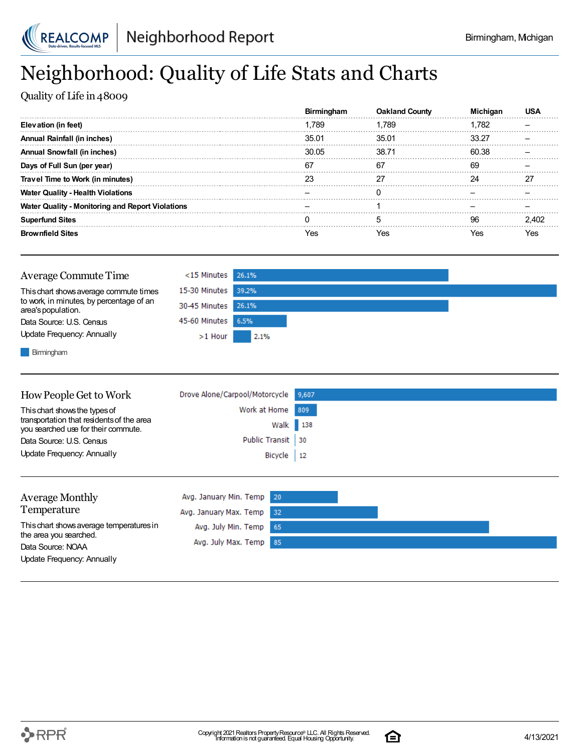# Neighborhood: Quality of Life Stats and Charts

Quality of Life in 48009

| | Birmingham | Oakland County | Michigan | USA |
|---|---|---|---|---|
| **Elevation (in feet)** | 1,789 | 1,789 | 1,782 | – |
| **Annual Rainfall (in inches)** | 35.01 | 35.01 | 33.27 | – |
| **Annual Snowfall (in inches)** | 30.05 | 38.71 | 60.38 | – |
| **Days of Full Sun (per year)** | 67 | 67 | 69 | – |
| **Travel Time to Work (in minutes)** | 23 | 27 | 24 | 27 |
| **Water Quality - Health Violations** | – | 0 | – | – |
| **Water Quality - Monitoring and Report Violations** | – | 1 | – | – |
| **Superfund Sites** | 0 | 5 | 96 | 2,402 |
| **Brownfield Sites** | Yes | Yes | Yes | Yes |

## Average Commute Time

This chart shows average commute times to work, in minutes, by percentage of an area's population.

Data Source: U.S. Census

Update Frequency: Annually

| Commute Time | Birmingham |
|---|---|
| <15 Minutes | 26.1% |
| 15-30 Minutes | 39.2% |
| 30-45 Minutes | 26.1% |
| 45-60 Minutes | 6.5% |
| >1 Hour | 2.1% |

## How People Get to Work

This chart shows the types of transportation that residents of the area you searched use for their commute.

Data Source: U.S. Census

Update Frequency: Annually

| Transportation | Count |
|---|---|
| Drove Alone/Carpool/Motorcycle | 9,607 |
| Work at Home | 809 |
| Walk | 138 |
| Public Transit | 30 |
| Bicycle | 12 |

## Average Monthly Temperature

This chart shows average temperatures in the area you searched.

Data Source: NOAA

Update Frequency: Annually

| Measure | Temp |
|---|---|
| Avg. January Min. Temp | 20 |
| Avg. January Max. Temp | 32 |
| Avg. July Min. Temp | 65 |
| Avg. July Max. Temp | 85 |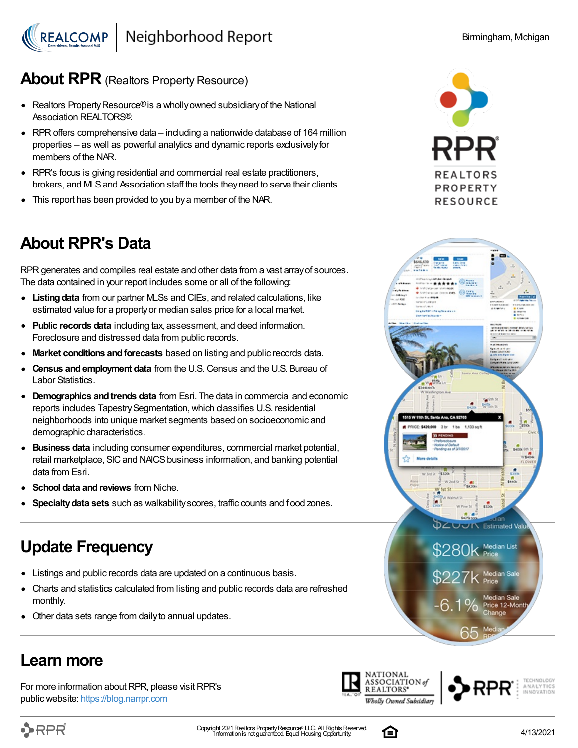## About RPR (Realtors Property Resource)

- Realtors Property Resource® is a wholly owned subsidiary of the National Association REALTORS®.
- RPR offers comprehensive data – including a nationwide database of 164 million properties – as well as powerful analytics and dynamic reports exclusively for members of the NAR.
- RPR's focus is giving residential and commercial real estate practitioners, brokers, and MLS and Association staff the tools they need to serve their clients.
- This report has been provided to you by a member of the NAR.

## About RPR's Data

RPR generates and compiles real estate and other data from a vast array of sources. The data contained in your report includes some or all of the following:

- **Listing data** from our partner MLSs and CIEs, and related calculations, like estimated value for a property or median sales price for a local market.
- **Public records data** including tax, assessment, and deed information. Foreclosure and distressed data from public records.
- **Market conditions and forecasts** based on listing and public records data.
- **Census and employment data** from the U.S. Census and the U.S. Bureau of Labor Statistics.
- **Demographics and trends data** from Esri. The data in commercial and economic reports includes Tapestry Segmentation, which classifies U.S. residential neighborhoods into unique market segments based on socioeconomic and demographic characteristics.
- **Business data** including consumer expenditures, commercial market potential, retail marketplace, SIC and NAICS business information, and banking potential data from Esri.
- **School data and reviews** from Niche.
- **Specialty data sets** such as walkability scores, traffic counts and flood zones.

## Update Frequency

- Listings and public records data are updated on a continuous basis.
- Charts and statistics calculated from listing and public records data are refreshed monthly.
- Other data sets range from daily to annual updates.

## Learn more

For more information about RPR, please visit RPR's public website: https://blog.narrpr.com